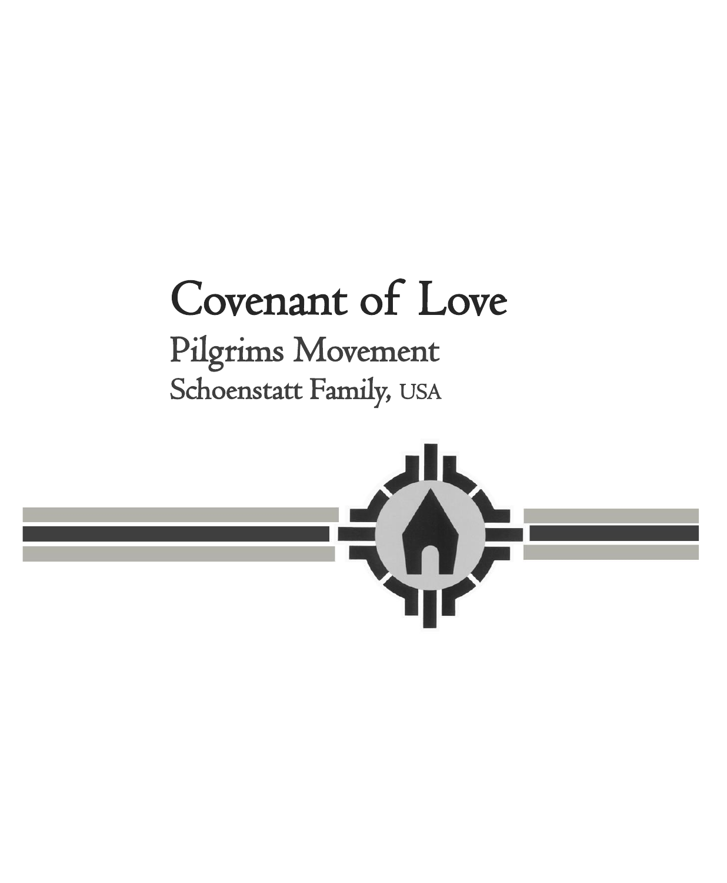# Covenant of Love

## Pilgrims Movement

### Schoenstatt Family, USA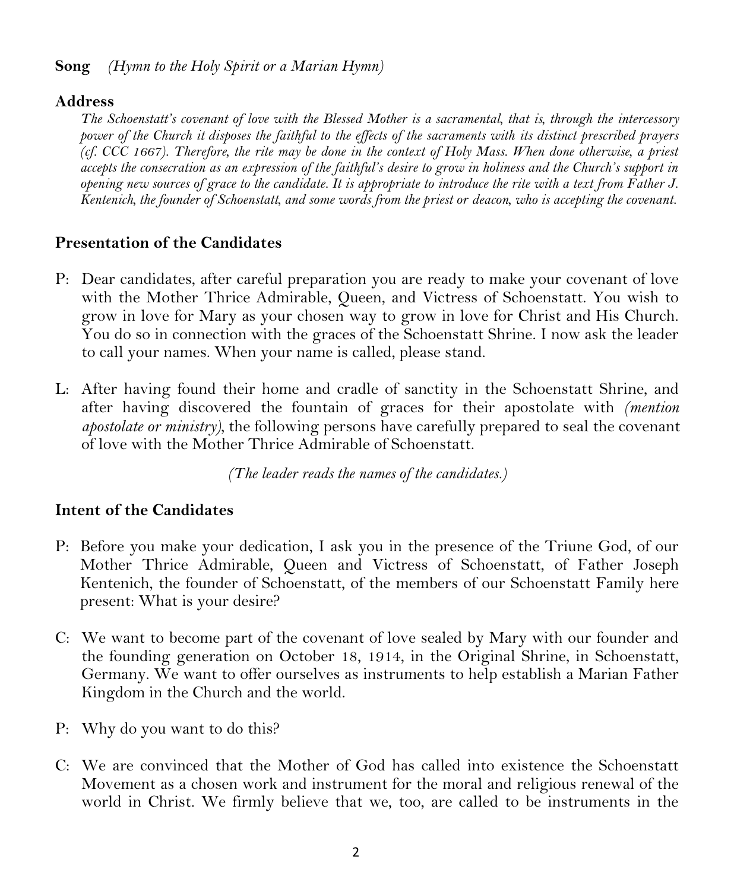**Song** *(Hymn to the Holy Spirit or a Marian Hymn)*

**Address**

*The Schoenstatt's covenant of love with the Blessed Mother is a sacramental, that is, through the intercessory power of the Church it disposes the faithful to the effects of the sacraments with its distinct prescribed prayers (cf. CCC 1667). Therefore, the rite may be done in the context of Holy Mass. When done otherwise, a priest accepts the consecration as an expression of the faithful's desire to grow in holiness and the Church's support in opening new sources of grace to the candidate. It is appropriate to introduce the rite with a text from Father J. Kentenich, the founder of Schoenstatt, and some words from the priest or deacon, who is accepting the covenant.*

## Presentation of the Candidates

P: Dear candidates, after careful preparation you are ready to make your covenant of love with the Mother Thrice Admirable, Queen, and Victress of Schoenstatt. You wish to grow in love for Mary as your chosen way to grow in love for Christ and His Church. You do so in connection with the graces of the Schoenstatt Shrine. I now ask the leader to call your names. When your name is called, please stand.

L: After having found their home and cradle of sanctity in the Schoenstatt Shrine, and after having discovered the fountain of graces for their apostolate with *(mention apostolate or ministry)*, the following persons have carefully prepared to seal the covenant of love with the Mother Thrice Admirable of Schoenstatt.

*(The leader reads the names of the candidates.)*

## Intent of the Candidates

P: Before you make your dedication, I ask you in the presence of the Triune God, of our Mother Thrice Admirable, Queen and Victress of Schoenstatt, of Father Joseph Kentenich, the founder of Schoenstatt, of the members of our Schoenstatt Family here present: What is your desire?

C: We want to become part of the covenant of love sealed by Mary with our founder and the founding generation on October 18, 1914, in the Original Shrine, in Schoenstatt, Germany. We want to offer ourselves as instruments to help establish a Marian Father Kingdom in the Church and the world.

P: Why do you want to do this?

C: We are convinced that the Mother of God has called into existence the Schoenstatt Movement as a chosen work and instrument for the moral and religious renewal of the world in Christ. We firmly believe that we, too, are called to be instruments in the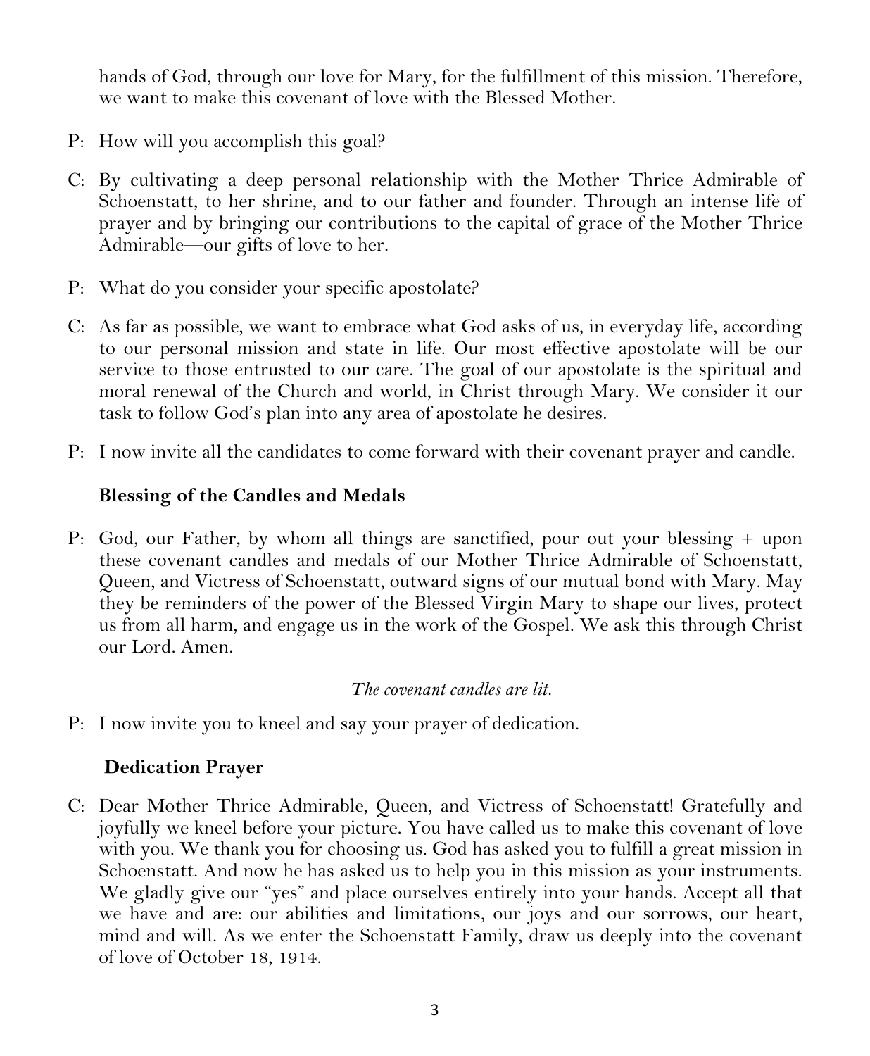hands of God, through our love for Mary, for the fulfillment of this mission. Therefore, we want to make this covenant of love with the Blessed Mother.

P: How will you accomplish this goal?

C: By cultivating a deep personal relationship with the Mother Thrice Admirable of Schoenstatt, to her shrine, and to our father and founder. Through an intense life of prayer and by bringing our contributions to the capital of grace of the Mother Thrice Admirable—our gifts of love to her.

P: What do you consider your specific apostolate?

C: As far as possible, we want to embrace what God asks of us, in everyday life, according to our personal mission and state in life. Our most effective apostolate will be our service to those entrusted to our care. The goal of our apostolate is the spiritual and moral renewal of the Church and world, in Christ through Mary. We consider it our task to follow God's plan into any area of apostolate he desires.

P: I now invite all the candidates to come forward with their covenant prayer and candle.

### Blessing of the Candles and Medals

P: God, our Father, by whom all things are sanctified, pour out your blessing + upon these covenant candles and medals of our Mother Thrice Admirable of Schoenstatt, Queen, and Victress of Schoenstatt, outward signs of our mutual bond with Mary. May they be reminders of the power of the Blessed Virgin Mary to shape our lives, protect us from all harm, and engage us in the work of the Gospel. We ask this through Christ our Lord. Amen.

*The covenant candles are lit.*

P: I now invite you to kneel and say your prayer of dedication.

### Dedication Prayer

C: Dear Mother Thrice Admirable, Queen, and Victress of Schoenstatt! Gratefully and joyfully we kneel before your picture. You have called us to make this covenant of love with you. We thank you for choosing us. God has asked you to fulfill a great mission in Schoenstatt. And now he has asked us to help you in this mission as your instruments. We gladly give our "yes" and place ourselves entirely into your hands. Accept all that we have and are: our abilities and limitations, our joys and our sorrows, our heart, mind and will. As we enter the Schoenstatt Family, draw us deeply into the covenant of love of October 18, 1914.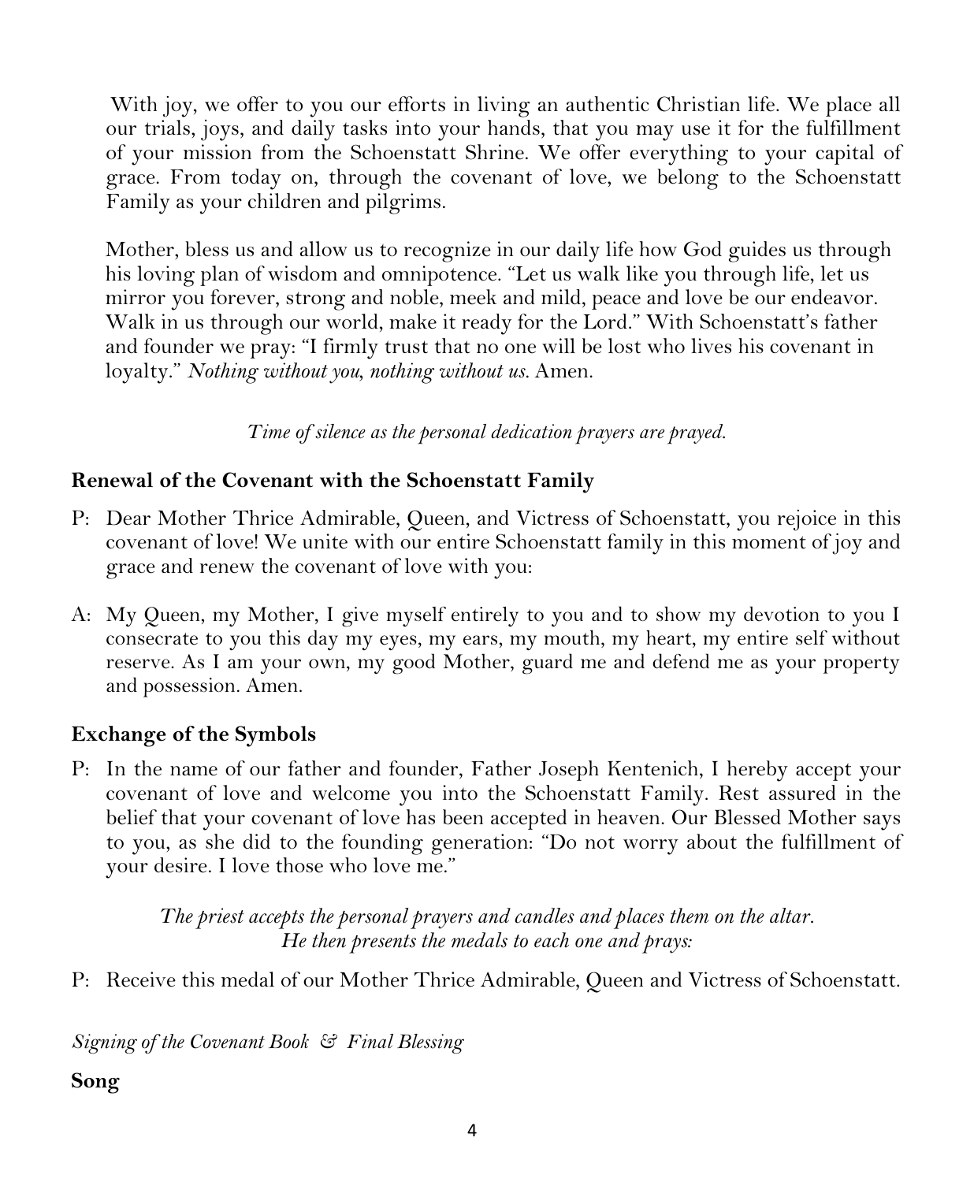With joy, we offer to you our efforts in living an authentic Christian life. We place all our trials, joys, and daily tasks into your hands, that you may use it for the fulfillment of your mission from the Schoenstatt Shrine. We offer everything to your capital of grace. From today on, through the covenant of love, we belong to the Schoenstatt Family as your children and pilgrims.

Mother, bless us and allow us to recognize in our daily life how God guides us through his loving plan of wisdom and omnipotence. "Let us walk like you through life, let us mirror you forever, strong and noble, meek and mild, peace and love be our endeavor. Walk in us through our world, make it ready for the Lord." With Schoenstatt's father and founder we pray: "I firmly trust that no one will be lost who lives his covenant in loyalty." *Nothing without you, nothing without us.* Amen.

*Time of silence as the personal dedication prayers are prayed.*

**Renewal of the Covenant with the Schoenstatt Family**

P: Dear Mother Thrice Admirable, Queen, and Victress of Schoenstatt, you rejoice in this covenant of love! We unite with our entire Schoenstatt family in this moment of joy and grace and renew the covenant of love with you:

A: My Queen, my Mother, I give myself entirely to you and to show my devotion to you I consecrate to you this day my eyes, my ears, my mouth, my heart, my entire self without reserve. As I am your own, my good Mother, guard me and defend me as your property and possession. Amen.

**Exchange of the Symbols**

P: In the name of our father and founder, Father Joseph Kentenich, I hereby accept your covenant of love and welcome you into the Schoenstatt Family. Rest assured in the belief that your covenant of love has been accepted in heaven. Our Blessed Mother says to you, as she did to the founding generation: "Do not worry about the fulfillment of your desire. I love those who love me."

*The priest accepts the personal prayers and candles and places them on the altar.*
*He then presents the medals to each one and prays:*

P: Receive this medal of our Mother Thrice Admirable, Queen and Victress of Schoenstatt.

*Signing of the Covenant Book & Final Blessing*

**Song**